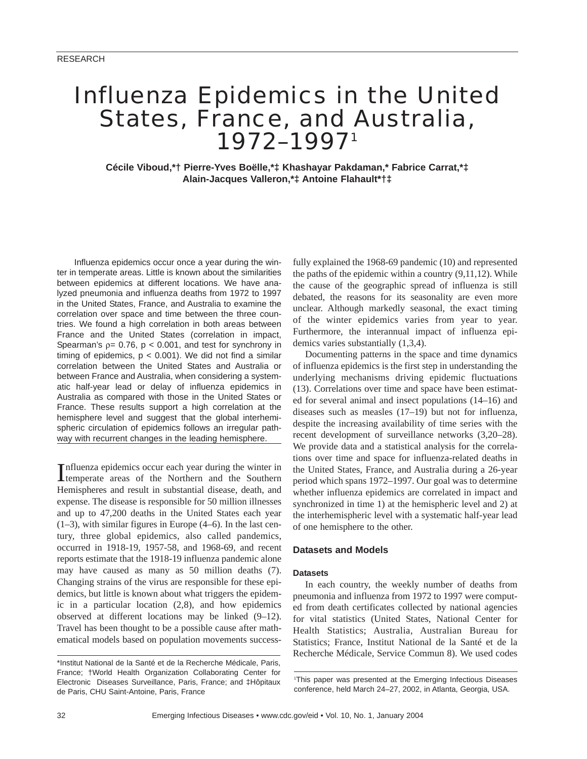RESEARCH

# Influenza Epidemics in the United States, France, and Australia, 1972–1997[1]

**Cécile Viboud,*† Pierre-Yves Boëlle,*‡ Khashayar Pakdaman,* Fabrice Carrat,*‡ Alain-Jacques Valleron,*‡ Antoine Flahault*†‡**

Influenza epidemics occur once a year during the winter in temperate areas. Little is known about the similarities between epidemics at different locations. We have analyzed pneumonia and influenza deaths from 1972 to 1997 in the United States, France, and Australia to examine the correlation over space and time between the three countries. We found a high correlation in both areas between France and the United States (correlation in impact, Spearman's $\rho = 0.76$, $p < 0.001$, and test for synchrony in timing of epidemics, $p < 0.001$). We did not find a similar correlation between the United States and Australia or between France and Australia, when considering a systematic half-year lead or delay of influenza epidemics in Australia as compared with those in the United States or France. These results support a high correlation at the hemisphere level and suggest that the global interhemispheric circulation of epidemics follows an irregular pathway with recurrent changes in the leading hemisphere.

Influenza epidemics occur each year during the winter in temperate areas of the Northern and the Southern Hemispheres and result in substantial disease, death, and expense. The disease is responsible for 50 million illnesses and up to 47,200 deaths in the United States each year (1–3), with similar figures in Europe (4–6). In the last century, three global epidemics, also called pandemics, occurred in 1918-19, 1957-58, and 1968-69, and recent reports estimate that the 1918-19 influenza pandemic alone may have caused as many as 50 million deaths (7). Changing strains of the virus are responsible for these epidemics, but little is known about what triggers the epidemic in a particular location (2,8), and how epidemics observed at different locations may be linked (9–12). Travel has been thought to be a possible cause after mathematical models based on population movements successfully explained the 1968-69 pandemic (10) and represented the paths of the epidemic within a country (9,11,12). While the cause of the geographic spread of influenza is still debated, the reasons for its seasonality are even more unclear. Although markedly seasonal, the exact timing of the winter epidemics varies from year to year. Furthermore, the interannual impact of influenza epidemics varies substantially (1,3,4).

Documenting patterns in the space and time dynamics of influenza epidemics is the first step in understanding the underlying mechanisms driving epidemic fluctuations (13). Correlations over time and space have been estimated for several animal and insect populations (14–16) and diseases such as measles (17–19) but not for influenza, despite the increasing availability of time series with the recent development of surveillance networks (3,20–28). We provide data and a statistical analysis for the correlations over time and space for influenza-related deaths in the United States, France, and Australia during a 26-year period which spans 1972–1997. Our goal was to determine whether influenza epidemics are correlated in impact and synchronized in time 1) at the hemispheric level and 2) at the interhemispheric level with a systematic half-year lead of one hemisphere to the other.

## Datasets and Models

### Datasets

In each country, the weekly number of deaths from pneumonia and influenza from 1972 to 1997 were computed from death certificates collected by national agencies for vital statistics (United States, National Center for Health Statistics; Australia, Australian Bureau for Statistics; France, Institut National de la Santé et de la Recherche Médicale, Service Commun 8). We used codes

*Institut National de la Santé et de la Recherche Médicale, Paris, France; †World Health Organization Collaborating Center for Electronic Diseases Surveillance, Paris, France; and ‡Hôpitaux de Paris, CHU Saint-Antoine, Paris, France

[1]This paper was presented at the Emerging Infectious Diseases conference, held March 24–27, 2002, in Atlanta, Georgia, USA.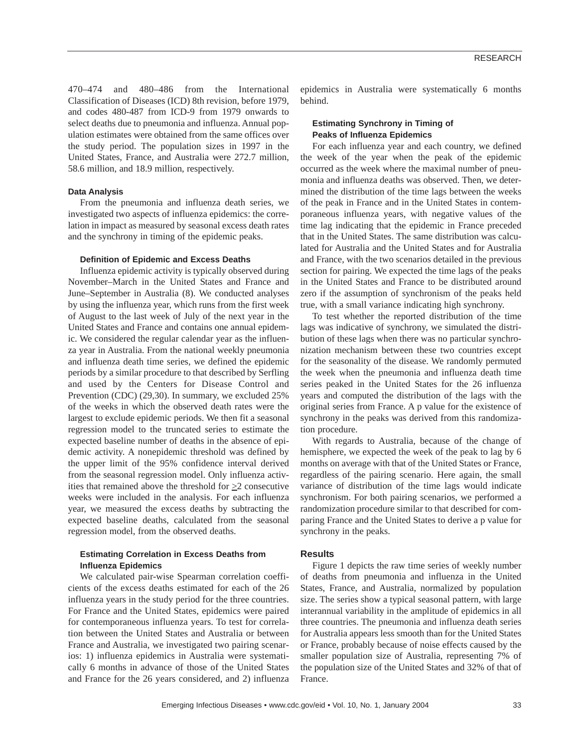470–474 and 480–486 from the International Classification of Diseases (ICD) 8th revision, before 1979, and codes 480-487 from ICD-9 from 1979 onwards to select deaths due to pneumonia and influenza. Annual population estimates were obtained from the same offices over the study period. The population sizes in 1997 in the United States, France, and Australia were 272.7 million, 58.6 million, and 18.9 million, respectively.

### Data Analysis

From the pneumonia and influenza death series, we investigated two aspects of influenza epidemics: the correlation in impact as measured by seasonal excess death rates and the synchrony in timing of the epidemic peaks.

#### Definition of Epidemic and Excess Deaths

Influenza epidemic activity is typically observed during November–March in the United States and France and June–September in Australia (8). We conducted analyses by using the influenza year, which runs from the first week of August to the last week of July of the next year in the United States and France and contains one annual epidemic. We considered the regular calendar year as the influenza year in Australia. From the national weekly pneumonia and influenza death time series, we defined the epidemic periods by a similar procedure to that described by Serfling and used by the Centers for Disease Control and Prevention (CDC) (29,30). In summary, we excluded 25% of the weeks in which the observed death rates were the largest to exclude epidemic periods. We then fit a seasonal regression model to the truncated series to estimate the expected baseline number of deaths in the absence of epidemic activity. A nonepidemic threshold was defined by the upper limit of the 95% confidence interval derived from the seasonal regression model. Only influenza activities that remained above the threshold for $\geq$2 consecutive weeks were included in the analysis. For each influenza year, we measured the excess deaths by subtracting the expected baseline deaths, calculated from the seasonal regression model, from the observed deaths.

#### Estimating Correlation in Excess Deaths from Influenza Epidemics

We calculated pair-wise Spearman correlation coefficients of the excess deaths estimated for each of the 26 influenza years in the study period for the three countries. For France and the United States, epidemics were paired for contemporaneous influenza years. To test for correlation between the United States and Australia or between France and Australia, we investigated two pairing scenarios: 1) influenza epidemics in Australia were systematically 6 months in advance of those of the United States and France for the 26 years considered, and 2) influenza epidemics in Australia were systematically 6 months behind.

#### Estimating Synchrony in Timing of Peaks of Influenza Epidemics

For each influenza year and each country, we defined the week of the year when the peak of the epidemic occurred as the week where the maximal number of pneumonia and influenza deaths was observed. Then, we determined the distribution of the time lags between the weeks of the peak in France and in the United States in contemporaneous influenza years, with negative values of the time lag indicating that the epidemic in France preceded that in the United States. The same distribution was calculated for Australia and the United States and for Australia and France, with the two scenarios detailed in the previous section for pairing. We expected the time lags of the peaks in the United States and France to be distributed around zero if the assumption of synchronism of the peaks held true, with a small variance indicating high synchrony.

To test whether the reported distribution of the time lags was indicative of synchrony, we simulated the distribution of these lags when there was no particular synchronization mechanism between these two countries except for the seasonality of the disease. We randomly permuted the week when the pneumonia and influenza death time series peaked in the United States for the 26 influenza years and computed the distribution of the lags with the original series from France. A p value for the existence of synchrony in the peaks was derived from this randomization procedure.

With regards to Australia, because of the change of hemisphere, we expected the week of the peak to lag by 6 months on average with that of the United States or France, regardless of the pairing scenario. Here again, the small variance of distribution of the time lags would indicate synchronism. For both pairing scenarios, we performed a randomization procedure similar to that described for comparing France and the United States to derive a p value for synchrony in the peaks.

## Results

Figure 1 depicts the raw time series of weekly number of deaths from pneumonia and influenza in the United States, France, and Australia, normalized by population size. The series show a typical seasonal pattern, with large interannual variability in the amplitude of epidemics in all three countries. The pneumonia and influenza death series for Australia appears less smooth than for the United States or France, probably because of noise effects caused by the smaller population size of Australia, representing 7% of the population size of the United States and 32% of that of France.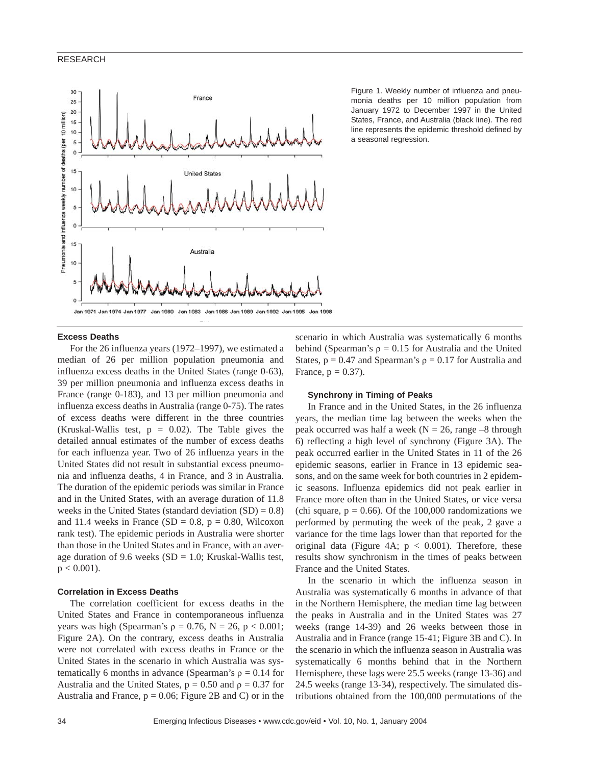Figure 1. Weekly number of influenza and pneumonia deaths per 10 million population from January 1972 to December 1997 in the United States, France, and Australia (black line). The red line represents the epidemic threshold defined by a seasonal regression.

### Excess Deaths

For the 26 influenza years (1972–1997), we estimated a median of 26 per million population pneumonia and influenza excess deaths in the United States (range 0-63), 39 per million pneumonia and influenza excess deaths in France (range 0-183), and 13 per million pneumonia and influenza excess deaths in Australia (range 0-75). The rates of excess deaths were different in the three countries (Kruskal-Wallis test, $p = 0.02$). The Table gives the detailed annual estimates of the number of excess deaths for each influenza year. Two of 26 influenza years in the United States did not result in substantial excess pneumonia and influenza deaths, 4 in France, and 3 in Australia. The duration of the epidemic periods was similar in France and in the United States, with an average duration of 11.8 weeks in the United States (standard deviation (SD) = 0.8) and 11.4 weeks in France (SD = 0.8, $p = 0.80$, Wilcoxon rank test). The epidemic periods in Australia were shorter than those in the United States and in France, with an average duration of 9.6 weeks (SD = 1.0; Kruskal-Wallis test, $p < 0.001$).

### Correlation in Excess Deaths

The correlation coefficient for excess deaths in the United States and France in contemporaneous influenza years was high (Spearman's $\rho = 0.76$, N = 26, $p < 0.001$; Figure 2A). On the contrary, excess deaths in Australia were not correlated with excess deaths in France or the United States in the scenario in which Australia was systematically 6 months in advance (Spearman's $\rho = 0.14$ for Australia and the United States, $p = 0.50$ and $\rho = 0.37$ for Australia and France, $p = 0.06$; Figure 2B and C) or in the scenario in which Australia was systematically 6 months behind (Spearman's $\rho = 0.15$ for Australia and the United States, $p = 0.47$ and Spearman's $\rho = 0.17$ for Australia and France, $p = 0.37$).

### Synchrony in Timing of Peaks

In France and in the United States, in the 26 influenza years, the median time lag between the weeks when the peak occurred was half a week (N = 26, range –8 through 6) reflecting a high level of synchrony (Figure 3A). The peak occurred earlier in the United States in 11 of the 26 epidemic seasons, earlier in France in 13 epidemic seasons, and on the same week for both countries in 2 epidemic seasons. Influenza epidemics did not peak earlier in France more often than in the United States, or vice versa (chi square, $p = 0.66$). Of the 100,000 randomizations we performed by permuting the week of the peak, 2 gave a variance for the time lags lower than that reported for the original data (Figure 4A; $p < 0.001$). Therefore, these results show synchronism in the times of peaks between France and the United States.

In the scenario in which the influenza season in Australia was systematically 6 months in advance of that in the Northern Hemisphere, the median time lag between the peaks in Australia and in the United States was 27 weeks (range 14-39) and 26 weeks between those in Australia and in France (range 15-41; Figure 3B and C). In the scenario in which the influenza season in Australia was systematically 6 months behind that in the Northern Hemisphere, these lags were 25.5 weeks (range 13-36) and 24.5 weeks (range 13-34), respectively. The simulated distributions obtained from the 100,000 permutations of the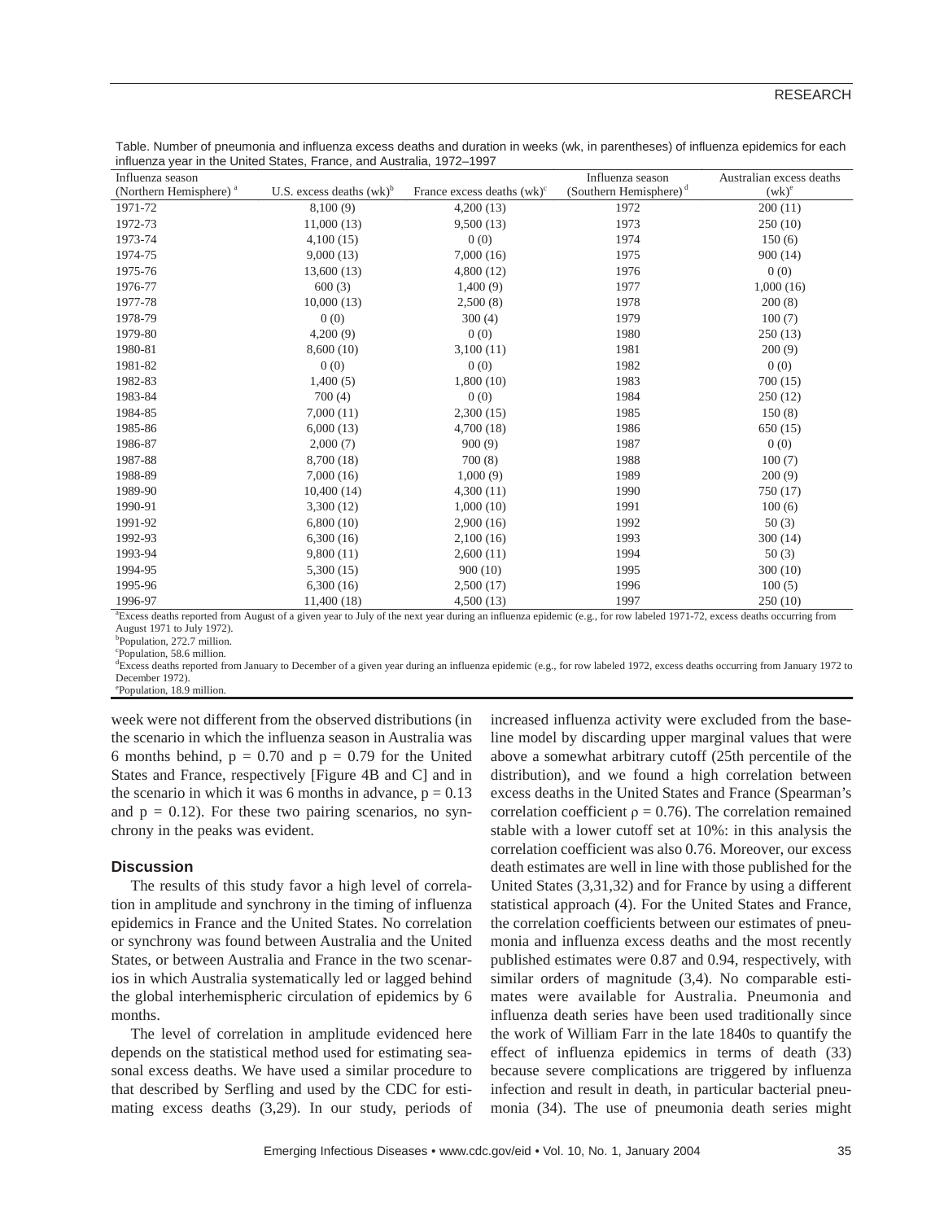Table. Number of pneumonia and influenza excess deaths and duration in weeks (wk, in parentheses) of influenza epidemics for each influenza year in the United States, France, and Australia, 1972–1997

| Influenza season (Northern Hemisphere) [a] | U.S. excess deaths (wk)[b] | France excess deaths (wk)[c] | Influenza season (Southern Hemisphere) [d] | Australian excess deaths (wk)[e] |
|---|---|---|---|---|
| 1971-72 | 8,100 (9) | 4,200 (13) | 1972 | 200 (11) |
| 1972-73 | 11,000 (13) | 9,500 (13) | 1973 | 250 (10) |
| 1973-74 | 4,100 (15) | 0 (0) | 1974 | 150 (6) |
| 1974-75 | 9,000 (13) | 7,000 (16) | 1975 | 900 (14) |
| 1975-76 | 13,600 (13) | 4,800 (12) | 1976 | 0 (0) |
| 1976-77 | 600 (3) | 1,400 (9) | 1977 | 1,000 (16) |
| 1977-78 | 10,000 (13) | 2,500 (8) | 1978 | 200 (8) |
| 1978-79 | 0 (0) | 300 (4) | 1979 | 100 (7) |
| 1979-80 | 4,200 (9) | 0 (0) | 1980 | 250 (13) |
| 1980-81 | 8,600 (10) | 3,100 (11) | 1981 | 200 (9) |
| 1981-82 | 0 (0) | 0 (0) | 1982 | 0 (0) |
| 1982-83 | 1,400 (5) | 1,800 (10) | 1983 | 700 (15) |
| 1983-84 | 700 (4) | 0 (0) | 1984 | 250 (12) |
| 1984-85 | 7,000 (11) | 2,300 (15) | 1985 | 150 (8) |
| 1985-86 | 6,000 (13) | 4,700 (18) | 1986 | 650 (15) |
| 1986-87 | 2,000 (7) | 900 (9) | 1987 | 0 (0) |
| 1987-88 | 8,700 (18) | 700 (8) | 1988 | 100 (7) |
| 1988-89 | 7,000 (16) | 1,000 (9) | 1989 | 200 (9) |
| 1989-90 | 10,400 (14) | 4,300 (11) | 1990 | 750 (17) |
| 1990-91 | 3,300 (12) | 1,000 (10) | 1991 | 100 (6) |
| 1991-92 | 6,800 (10) | 2,900 (16) | 1992 | 50 (3) |
| 1992-93 | 6,300 (16) | 2,100 (16) | 1993 | 300 (14) |
| 1993-94 | 9,800 (11) | 2,600 (11) | 1994 | 50 (3) |
| 1994-95 | 5,300 (15) | 900 (10) | 1995 | 300 (10) |
| 1995-96 | 6,300 (16) | 2,500 (17) | 1996 | 100 (5) |
| 1996-97 | 11,400 (18) | 4,500 (13) | 1997 | 250 (10) |

[a]Excess deaths reported from August of a given year to July of the next year during an influenza epidemic (e.g., for row labeled 1971-72, excess deaths occurring from August 1971 to July 1972).
[b]Population, 272.7 million.
[c]Population, 58.6 million.
[d]Excess deaths reported from January to December of a given year during an influenza epidemic (e.g., for row labeled 1972, excess deaths occurring from January 1972 to December 1972).
[e]Population, 18.9 million.

week were not different from the observed distributions (in the scenario in which the influenza season in Australia was 6 months behind, $p = 0.70$ and $p = 0.79$ for the United States and France, respectively [Figure 4B and C] and in the scenario in which it was 6 months in advance, $p = 0.13$ and $p = 0.12$). For these two pairing scenarios, no synchrony in the peaks was evident.

## Discussion

The results of this study favor a high level of correlation in amplitude and synchrony in the timing of influenza epidemics in France and the United States. No correlation or synchrony was found between Australia and the United States, or between Australia and France in the two scenarios in which Australia systematically led or lagged behind the global interhemispheric circulation of epidemics by 6 months.

The level of correlation in amplitude evidenced here depends on the statistical method used for estimating seasonal excess deaths. We have used a similar procedure to that described by Serfling and used by the CDC for estimating excess deaths (3,29). In our study, periods of increased influenza activity were excluded from the baseline model by discarding upper marginal values that were above a somewhat arbitrary cutoff (25th percentile of the distribution), and we found a high correlation between excess deaths in the United States and France (Spearman's correlation coefficient $\rho = 0.76$). The correlation remained stable with a lower cutoff set at 10%: in this analysis the correlation coefficient was also 0.76. Moreover, our excess death estimates are well in line with those published for the United States (3,31,32) and for France by using a different statistical approach (4). For the United States and France, the correlation coefficients between our estimates of pneumonia and influenza excess deaths and the most recently published estimates were 0.87 and 0.94, respectively, with similar orders of magnitude (3,4). No comparable estimates were available for Australia. Pneumonia and influenza death series have been used traditionally since the work of William Farr in the late 1840s to quantify the effect of influenza epidemics in terms of death (33) because severe complications are triggered by influenza infection and result in death, in particular bacterial pneumonia (34). The use of pneumonia death series might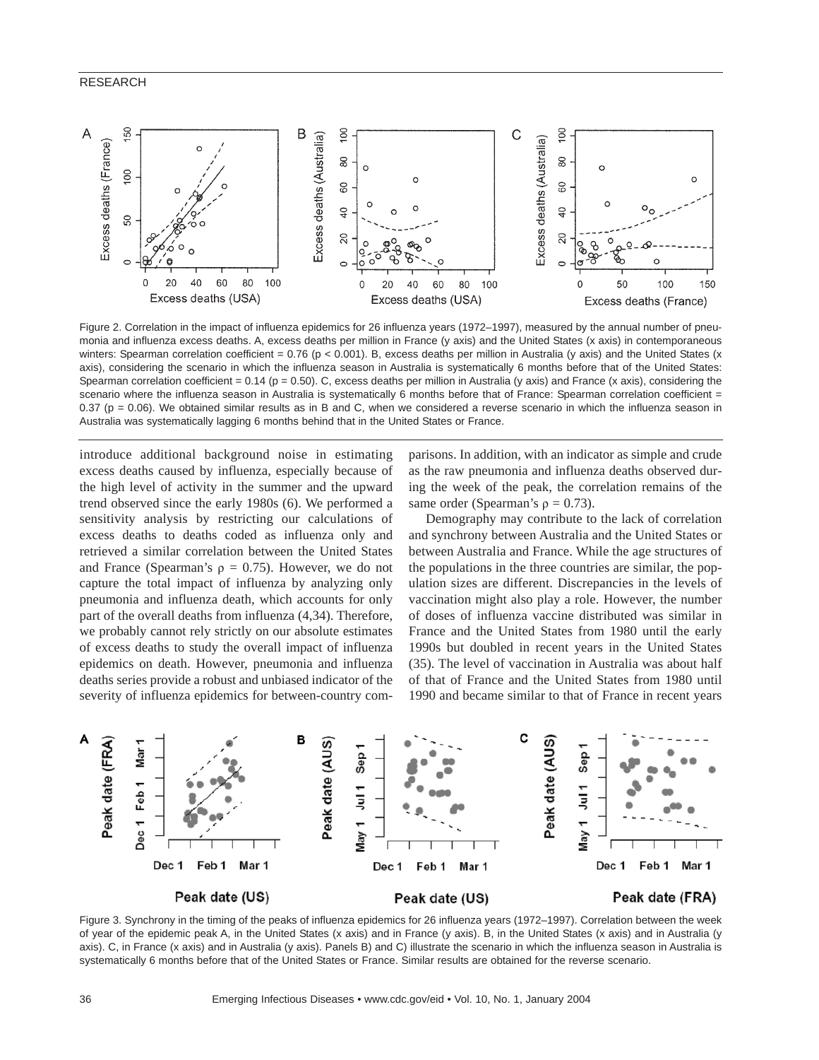Figure 2. Correlation in the impact of influenza epidemics for 26 influenza years (1972–1997), measured by the annual number of pneumonia and influenza excess deaths. A, excess deaths per million in France (y axis) and the United States (x axis) in contemporaneous winters: Spearman correlation coefficient = 0.76 ($p < 0.001$). B, excess deaths per million in Australia (y axis) and the United States (x axis), considering the scenario in which the influenza season in Australia is systematically 6 months before that of the United States: Spearman correlation coefficient = 0.14 ($p = 0.50$). C, excess deaths per million in Australia (y axis) and France (x axis), considering the scenario where the influenza season in Australia is systematically 6 months before that of France: Spearman correlation coefficient = 0.37 ($p = 0.06$). We obtained similar results as in B and C, when we considered a reverse scenario in which the influenza season in Australia was systematically lagging 6 months behind that in the United States or France.

introduce additional background noise in estimating excess deaths caused by influenza, especially because of the high level of activity in the summer and the upward trend observed since the early 1980s (6). We performed a sensitivity analysis by restricting our calculations of excess deaths to deaths coded as influenza only and retrieved a similar correlation between the United States and France (Spearman's $\rho = 0.75$). However, we do not capture the total impact of influenza by analyzing only pneumonia and influenza death, which accounts for only part of the overall deaths from influenza (4,34). Therefore, we probably cannot rely strictly on our absolute estimates of excess deaths to study the overall impact of influenza epidemics on death. However, pneumonia and influenza deaths series provide a robust and unbiased indicator of the severity of influenza epidemics for between-country comparisons. In addition, with an indicator as simple and crude as the raw pneumonia and influenza deaths observed during the week of the peak, the correlation remains of the same order (Spearman's $\rho = 0.73$).

Demography may contribute to the lack of correlation and synchrony between Australia and the United States or between Australia and France. While the age structures of the populations in the three countries are similar, the population sizes are different. Discrepancies in the levels of vaccination might also play a role. However, the number of doses of influenza vaccine distributed was similar in France and the United States from 1980 until the early 1990s but doubled in recent years in the United States (35). The level of vaccination in Australia was about half of that of France and the United States from 1980 until 1990 and became similar to that of France in recent years

Figure 3. Synchrony in the timing of the peaks of influenza epidemics for 26 influenza years (1972–1997). Correlation between the week of year of the epidemic peak A, in the United States (x axis) and in France (y axis). B, in the United States (x axis) and in Australia (y axis). C, in France (x axis) and in Australia (y axis). Panels B) and C) illustrate the scenario in which the influenza season in Australia is systematically 6 months before that of the United States or France. Similar results are obtained for the reverse scenario.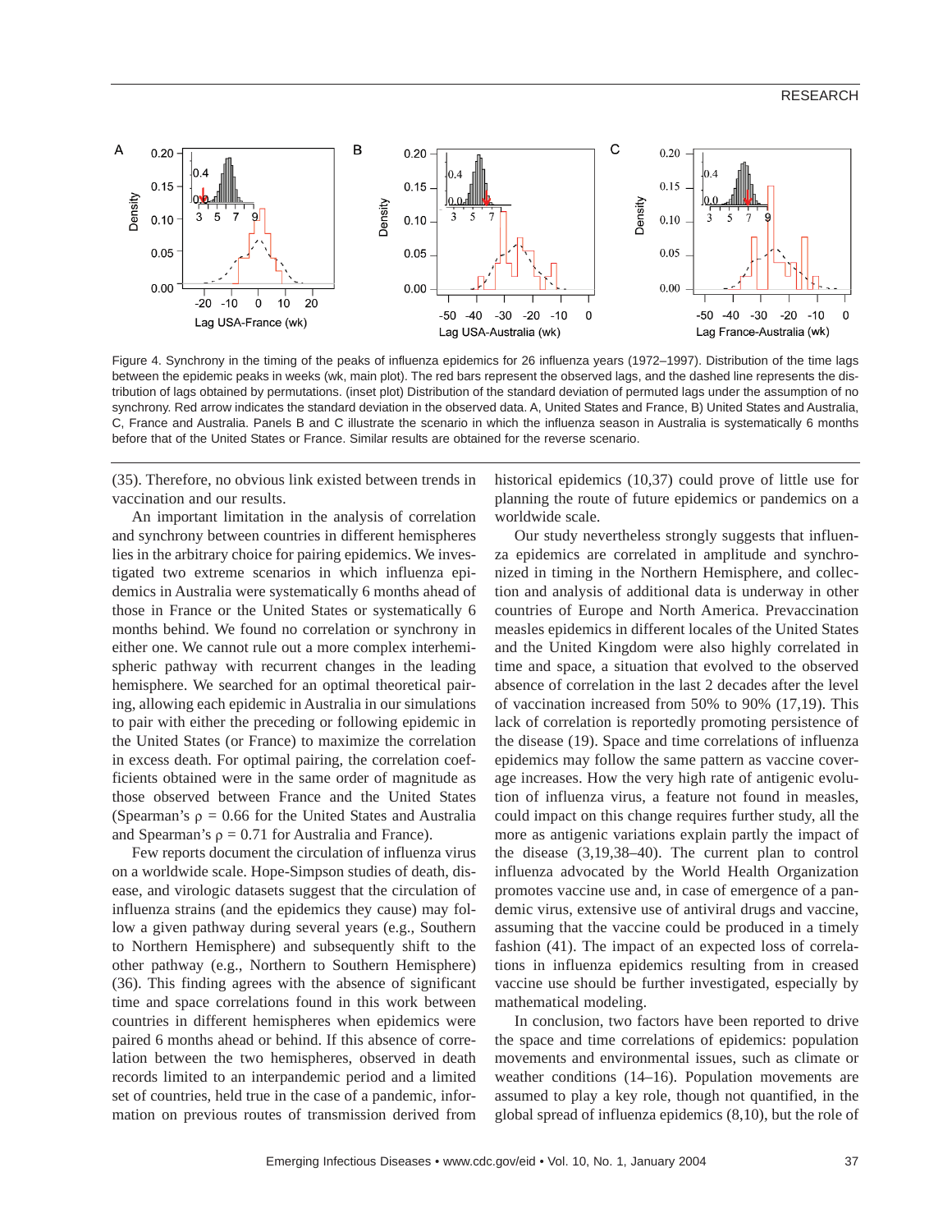Figure 4. Synchrony in the timing of the peaks of influenza epidemics for 26 influenza years (1972–1997). Distribution of the time lags between the epidemic peaks in weeks (wk, main plot). The red bars represent the observed lags, and the dashed line represents the distribution of lags obtained by permutations. (inset plot) Distribution of the standard deviation of permuted lags under the assumption of no synchrony. Red arrow indicates the standard deviation in the observed data. A, United States and France, B) United States and Australia, C, France and Australia. Panels B and C illustrate the scenario in which the influenza season in Australia is systematically 6 months before that of the United States or France. Similar results are obtained for the reverse scenario.

(35). Therefore, no obvious link existed between trends in vaccination and our results.

An important limitation in the analysis of correlation and synchrony between countries in different hemispheres lies in the arbitrary choice for pairing epidemics. We investigated two extreme scenarios in which influenza epidemics in Australia were systematically 6 months ahead of those in France or the United States or systematically 6 months behind. We found no correlation or synchrony in either one. We cannot rule out a more complex interhemispheric pathway with recurrent changes in the leading hemisphere. We searched for an optimal theoretical pairing, allowing each epidemic in Australia in our simulations to pair with either the preceding or following epidemic in the United States (or France) to maximize the correlation in excess death. For optimal pairing, the correlation coefficients obtained were in the same order of magnitude as those observed between France and the United States (Spearman's $\rho$ = 0.66 for the United States and Australia and Spearman's $\rho$ = 0.71 for Australia and France).

Few reports document the circulation of influenza virus on a worldwide scale. Hope-Simpson studies of death, disease, and virologic datasets suggest that the circulation of influenza strains (and the epidemics they cause) may follow a given pathway during several years (e.g., Southern to Northern Hemisphere) and subsequently shift to the other pathway (e.g., Northern to Southern Hemisphere) (36). This finding agrees with the absence of significant time and space correlations found in this work between countries in different hemispheres when epidemics were paired 6 months ahead or behind. If this absence of correlation between the two hemispheres, observed in death records limited to an interpandemic period and a limited set of countries, held true in the case of a pandemic, information on previous routes of transmission derived from historical epidemics (10,37) could prove of little use for planning the route of future epidemics or pandemics on a worldwide scale.

Our study nevertheless strongly suggests that influenza epidemics are correlated in amplitude and synchronized in timing in the Northern Hemisphere, and collection and analysis of additional data is underway in other countries of Europe and North America. Prevaccination measles epidemics in different locales of the United States and the United Kingdom were also highly correlated in time and space, a situation that evolved to the observed absence of correlation in the last 2 decades after the level of vaccination increased from 50% to 90% (17,19). This lack of correlation is reportedly promoting persistence of the disease (19). Space and time correlations of influenza epidemics may follow the same pattern as vaccine coverage increases. How the very high rate of antigenic evolution of influenza virus, a feature not found in measles, could impact on this change requires further study, all the more as antigenic variations explain partly the impact of the disease (3,19,38–40). The current plan to control influenza advocated by the World Health Organization promotes vaccine use and, in case of emergence of a pandemic virus, extensive use of antiviral drugs and vaccine, assuming that the vaccine could be produced in a timely fashion (41). The impact of an expected loss of correlations in influenza epidemics resulting from in creased vaccine use should be further investigated, especially by mathematical modeling.

In conclusion, two factors have been reported to drive the space and time correlations of epidemics: population movements and environmental issues, such as climate or weather conditions (14–16). Population movements are assumed to play a key role, though not quantified, in the global spread of influenza epidemics (8,10), but the role of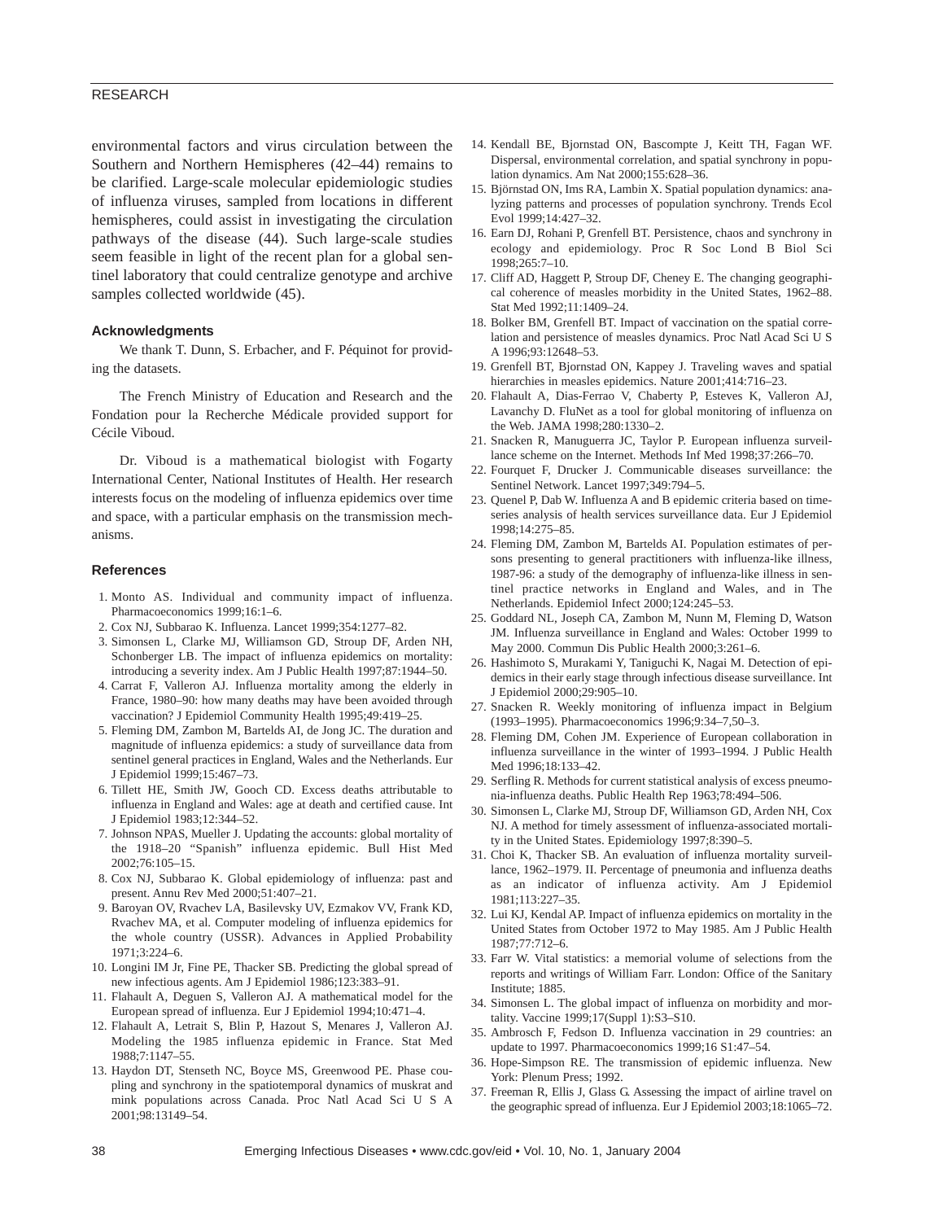environmental factors and virus circulation between the Southern and Northern Hemispheres (42–44) remains to be clarified. Large-scale molecular epidemiologic studies of influenza viruses, sampled from locations in different hemispheres, could assist in investigating the circulation pathways of the disease (44). Such large-scale studies seem feasible in light of the recent plan for a global sentinel laboratory that could centralize genotype and archive samples collected worldwide (45).

### Acknowledgments

We thank T. Dunn, S. Erbacher, and F. Péquinot for providing the datasets.

The French Ministry of Education and Research and the Fondation pour la Recherche Médicale provided support for Cécile Viboud.

Dr. Viboud is a mathematical biologist with Fogarty International Center, National Institutes of Health. Her research interests focus on the modeling of influenza epidemics over time and space, with a particular emphasis on the transmission mechanisms.

### References

1. Monto AS. Individual and community impact of influenza. Pharmacoeconomics 1999;16:1–6.
2. Cox NJ, Subbarao K. Influenza. Lancet 1999;354:1277–82.
3. Simonsen L, Clarke MJ, Williamson GD, Stroup DF, Arden NH, Schonberger LB. The impact of influenza epidemics on mortality: introducing a severity index. Am J Public Health 1997;87:1944–50.
4. Carrat F, Valleron AJ. Influenza mortality among the elderly in France, 1980–90: how many deaths may have been avoided through vaccination? J Epidemiol Community Health 1995;49:419–25.
5. Fleming DM, Zambon M, Bartelds AI, de Jong JC. The duration and magnitude of influenza epidemics: a study of surveillance data from sentinel general practices in England, Wales and the Netherlands. Eur J Epidemiol 1999;15:467–73.
6. Tillett HE, Smith JW, Gooch CD. Excess deaths attributable to influenza in England and Wales: age at death and certified cause. Int J Epidemiol 1983;12:344–52.
7. Johnson NPAS, Mueller J. Updating the accounts: global mortality of the 1918–20 "Spanish" influenza epidemic. Bull Hist Med 2002;76:105–15.
8. Cox NJ, Subbarao K. Global epidemiology of influenza: past and present. Annu Rev Med 2000;51:407–21.
9. Baroyan OV, Rvachev LA, Basilevsky UV, Ezmakov VV, Frank KD, Rvachev MA, et al. Computer modeling of influenza epidemics for the whole country (USSR). Advances in Applied Probability 1971;3:224–6.
10. Longini IM Jr, Fine PE, Thacker SB. Predicting the global spread of new infectious agents. Am J Epidemiol 1986;123:383–91.
11. Flahault A, Deguen S, Valleron AJ. A mathematical model for the European spread of influenza. Eur J Epidemiol 1994;10:471–4.
12. Flahault A, Letrait S, Blin P, Hazout S, Menares J, Valleron AJ. Modeling the 1985 influenza epidemic in France. Stat Med 1988;7:1147–55.
13. Haydon DT, Stenseth NC, Boyce MS, Greenwood PE. Phase coupling and synchrony in the spatiotemporal dynamics of muskrat and mink populations across Canada. Proc Natl Acad Sci U S A 2001;98:13149–54.
14. Kendall BE, Bjornstad ON, Bascompte J, Keitt TH, Fagan WF. Dispersal, environmental correlation, and spatial synchrony in population dynamics. Am Nat 2000;155:628–36.
15. Björnstad ON, Ims RA, Lambin X. Spatial population dynamics: analyzing patterns and processes of population synchrony. Trends Ecol Evol 1999;14:427–32.
16. Earn DJ, Rohani P, Grenfell BT. Persistence, chaos and synchrony in ecology and epidemiology. Proc R Soc Lond B Biol Sci 1998;265:7–10.
17. Cliff AD, Haggett P, Stroup DF, Cheney E. The changing geographical coherence of measles morbidity in the United States, 1962–88. Stat Med 1992;11:1409–24.
18. Bolker BM, Grenfell BT. Impact of vaccination on the spatial correlation and persistence of measles dynamics. Proc Natl Acad Sci U S A 1996;93:12648–53.
19. Grenfell BT, Bjornstad ON, Kappey J. Traveling waves and spatial hierarchies in measles epidemics. Nature 2001;414:716–23.
20. Flahault A, Dias-Ferrao V, Chaberty P, Esteves K, Valleron AJ, Lavanchy D. FluNet as a tool for global monitoring of influenza on the Web. JAMA 1998;280:1330–2.
21. Snacken R, Manuguerra JC, Taylor P. European influenza surveillance scheme on the Internet. Methods Inf Med 1998;37:266–70.
22. Fourquet F, Drucker J. Communicable diseases surveillance: the Sentinel Network. Lancet 1997;349:794–5.
23. Quenel P, Dab W. Influenza A and B epidemic criteria based on time-series analysis of health services surveillance data. Eur J Epidemiol 1998;14:275–85.
24. Fleming DM, Zambon M, Bartelds AI. Population estimates of persons presenting to general practitioners with influenza-like illness, 1987-96: a study of the demography of influenza-like illness in sentinel practice networks in England and Wales, and in The Netherlands. Epidemiol Infect 2000;124:245–53.
25. Goddard NL, Joseph CA, Zambon M, Nunn M, Fleming D, Watson JM. Influenza surveillance in England and Wales: October 1999 to May 2000. Commun Dis Public Health 2000;3:261–6.
26. Hashimoto S, Murakami Y, Taniguchi K, Nagai M. Detection of epidemics in their early stage through infectious disease surveillance. Int J Epidemiol 2000;29:905–10.
27. Snacken R. Weekly monitoring of influenza impact in Belgium (1993–1995). Pharmacoeconomics 1996;9:34–7,50–3.
28. Fleming DM, Cohen JM. Experience of European collaboration in influenza surveillance in the winter of 1993–1994. J Public Health Med 1996;18:133–42.
29. Serfling R. Methods for current statistical analysis of excess pneumonia-influenza deaths. Public Health Rep 1963;78:494–506.
30. Simonsen L, Clarke MJ, Stroup DF, Williamson GD, Arden NH, Cox NJ. A method for timely assessment of influenza-associated mortality in the United States. Epidemiology 1997;8:390–5.
31. Choi K, Thacker SB. An evaluation of influenza mortality surveillance, 1962–1979. II. Percentage of pneumonia and influenza deaths as an indicator of influenza activity. Am J Epidemiol 1981;113:227–35.
32. Lui KJ, Kendal AP. Impact of influenza epidemics on mortality in the United States from October 1972 to May 1985. Am J Public Health 1987;77:712–6.
33. Farr W. Vital statistics: a memorial volume of selections from the reports and writings of William Farr. London: Office of the Sanitary Institute; 1885.
34. Simonsen L. The global impact of influenza on morbidity and mortality. Vaccine 1999;17(Suppl 1):S3–S10.
35. Ambrosch F, Fedson D. Influenza vaccination in 29 countries: an update to 1997. Pharmacoeconomics 1999;16 S1:47–54.
36. Hope-Simpson RE. The transmission of epidemic influenza. New York: Plenum Press; 1992.
37. Freeman R, Ellis J, Glass G. Assessing the impact of airline travel on the geographic spread of influenza. Eur J Epidemiol 2003;18:1065–72.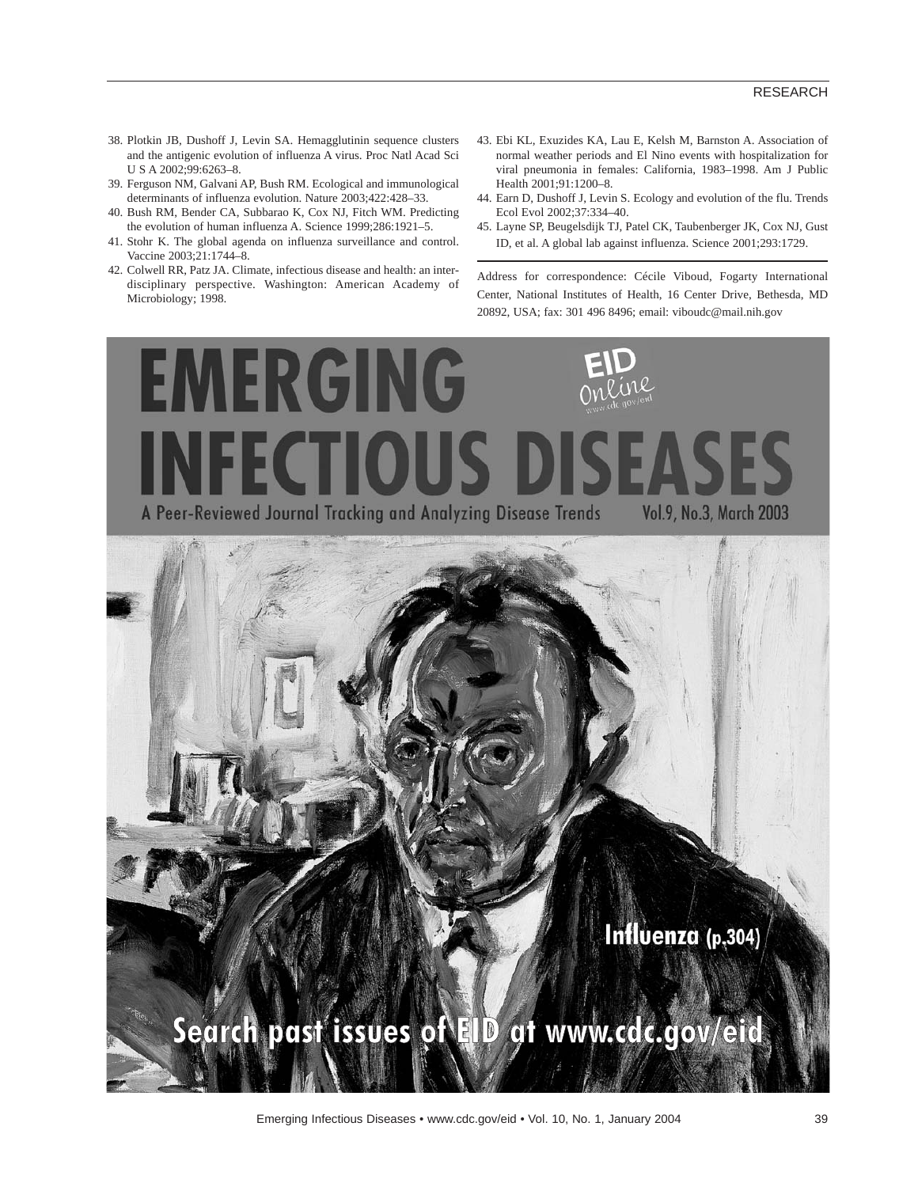38. Plotkin JB, Dushoff J, Levin SA. Hemagglutinin sequence clusters and the antigenic evolution of influenza A virus. Proc Natl Acad Sci U S A 2002;99:6263–8.
39. Ferguson NM, Galvani AP, Bush RM. Ecological and immunological determinants of influenza evolution. Nature 2003;422:428–33.
40. Bush RM, Bender CA, Subbarao K, Cox NJ, Fitch WM. Predicting the evolution of human influenza A. Science 1999;286:1921–5.
41. Stohr K. The global agenda on influenza surveillance and control. Vaccine 2003;21:1744–8.
42. Colwell RR, Patz JA. Climate, infectious disease and health: an interdisciplinary perspective. Washington: American Academy of Microbiology; 1998.
43. Ebi KL, Exuzides KA, Lau E, Kelsh M, Barnston A. Association of normal weather periods and El Nino events with hospitalization for viral pneumonia in females: California, 1983–1998. Am J Public Health 2001;91:1200–8.
44. Earn D, Dushoff J, Levin S. Ecology and evolution of the flu. Trends Ecol Evol 2002;37:334–40.
45. Layne SP, Beugelsdijk TJ, Patel CK, Taubenberger JK, Cox NJ, Gust ID, et al. A global lab against influenza. Science 2001;293:1729.

Address for correspondence: Cécile Viboud, Fogarty International Center, National Institutes of Health, 16 Center Drive, Bethesda, MD 20892, USA; fax: 301 496 8496; email: viboudc@mail.nih.gov

EMERGING INFECTIOUS DISEASES

EID Online www.cdc.gov/eid

A Peer-Reviewed Journal Tracking and Analyzing Disease Trends Vol.9, No.3, March 2003

Influenza (p.304)

Search past issues of EID at www.cdc.gov/eid